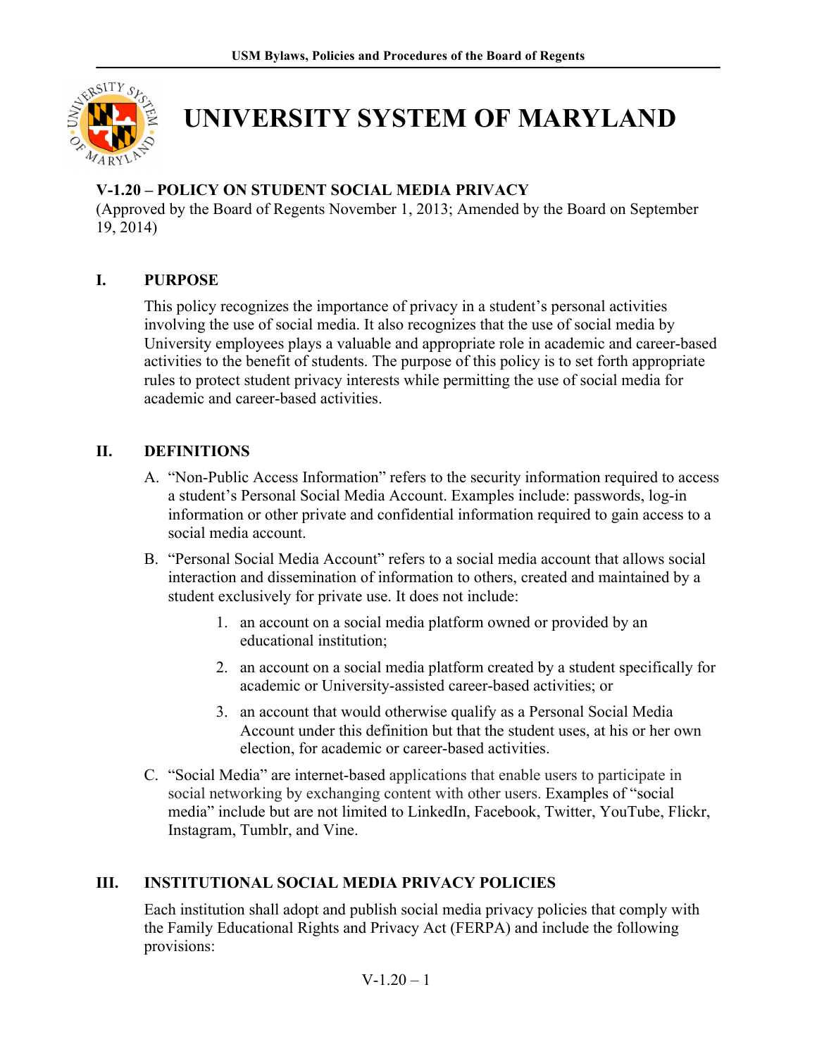# UNIVERSITY SYSTEM OF MARYLAND

## V-1.20 – POLICY ON STUDENT SOCIAL MEDIA PRIVACY

(Approved by the Board of Regents November 1, 2013; Amended by the Board on September 19, 2014)

## I. PURPOSE

This policy recognizes the importance of privacy in a student's personal activities involving the use of social media. It also recognizes that the use of social media by University employees plays a valuable and appropriate role in academic and career-based activities to the benefit of students. The purpose of this policy is to set forth appropriate rules to protect student privacy interests while permitting the use of social media for academic and career-based activities.

## II. DEFINITIONS

A. "Non-Public Access Information" refers to the security information required to access a student's Personal Social Media Account. Examples include: passwords, log-in information or other private and confidential information required to gain access to a social media account.

B. "Personal Social Media Account" refers to a social media account that allows social interaction and dissemination of information to others, created and maintained by a student exclusively for private use. It does not include:

1. an account on a social media platform owned or provided by an educational institution;
2. an account on a social media platform created by a student specifically for academic or University-assisted career-based activities; or
3. an account that would otherwise qualify as a Personal Social Media Account under this definition but that the student uses, at his or her own election, for academic or career-based activities.

C. "Social Media" are internet-based applications that enable users to participate in social networking by exchanging content with other users. Examples of "social media" include but are not limited to LinkedIn, Facebook, Twitter, YouTube, Flickr, Instagram, Tumblr, and Vine.

## III. INSTITUTIONAL SOCIAL MEDIA PRIVACY POLICIES

Each institution shall adopt and publish social media privacy policies that comply with the Family Educational Rights and Privacy Act (FERPA) and include the following provisions: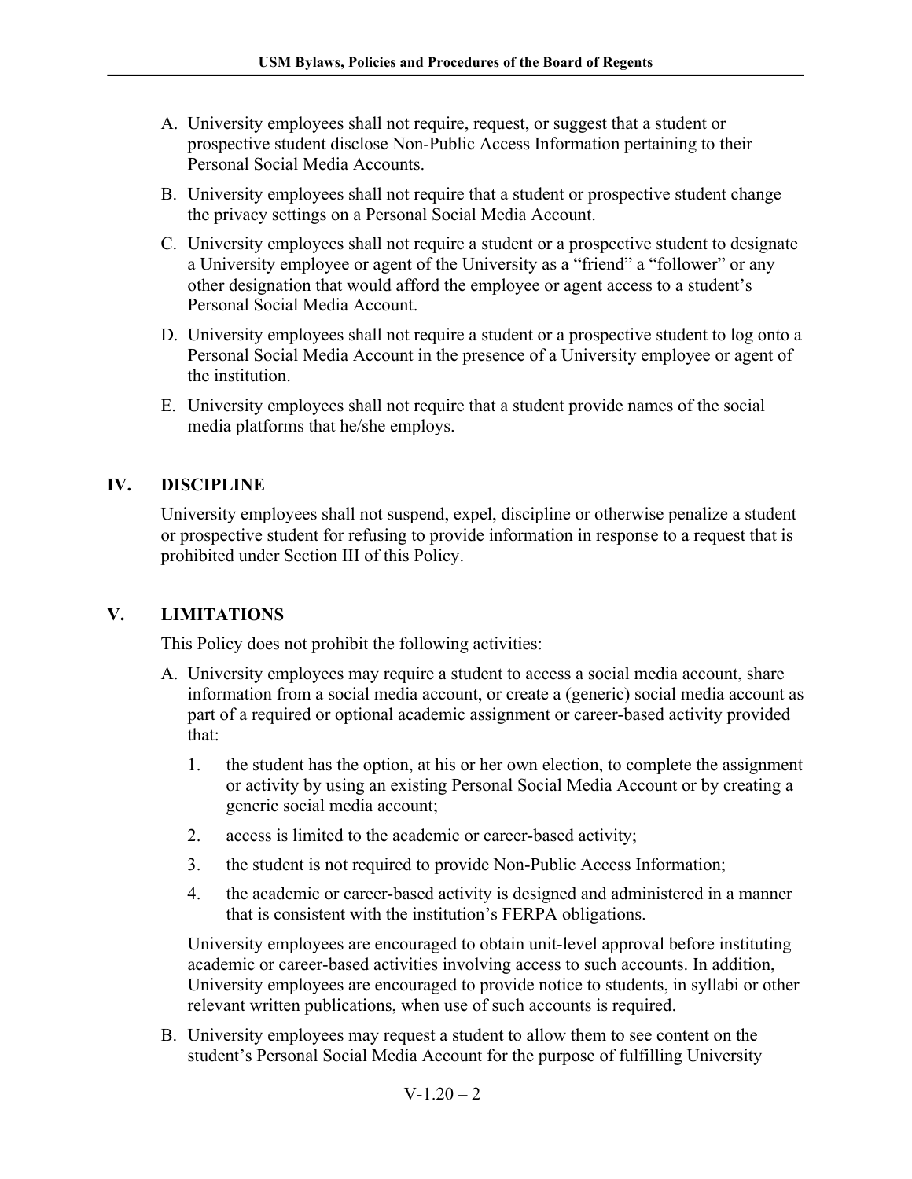A. University employees shall not require, request, or suggest that a student or prospective student disclose Non-Public Access Information pertaining to their Personal Social Media Accounts.

B. University employees shall not require that a student or prospective student change the privacy settings on a Personal Social Media Account.

C. University employees shall not require a student or a prospective student to designate a University employee or agent of the University as a "friend" a "follower" or any other designation that would afford the employee or agent access to a student's Personal Social Media Account.

D. University employees shall not require a student or a prospective student to log onto a Personal Social Media Account in the presence of a University employee or agent of the institution.

E. University employees shall not require that a student provide names of the social media platforms that he/she employs.

## IV. DISCIPLINE

University employees shall not suspend, expel, discipline or otherwise penalize a student or prospective student for refusing to provide information in response to a request that is prohibited under Section III of this Policy.

## V. LIMITATIONS

This Policy does not prohibit the following activities:

A. University employees may require a student to access a social media account, share information from a social media account, or create a (generic) social media account as part of a required or optional academic assignment or career-based activity provided that:

1. the student has the option, at his or her own election, to complete the assignment or activity by using an existing Personal Social Media Account or by creating a generic social media account;
2. access is limited to the academic or career-based activity;
3. the student is not required to provide Non-Public Access Information;
4. the academic or career-based activity is designed and administered in a manner that is consistent with the institution's FERPA obligations.

University employees are encouraged to obtain unit-level approval before instituting academic or career-based activities involving access to such accounts. In addition, University employees are encouraged to provide notice to students, in syllabi or other relevant written publications, when use of such accounts is required.

B. University employees may request a student to allow them to see content on the student's Personal Social Media Account for the purpose of fulfilling University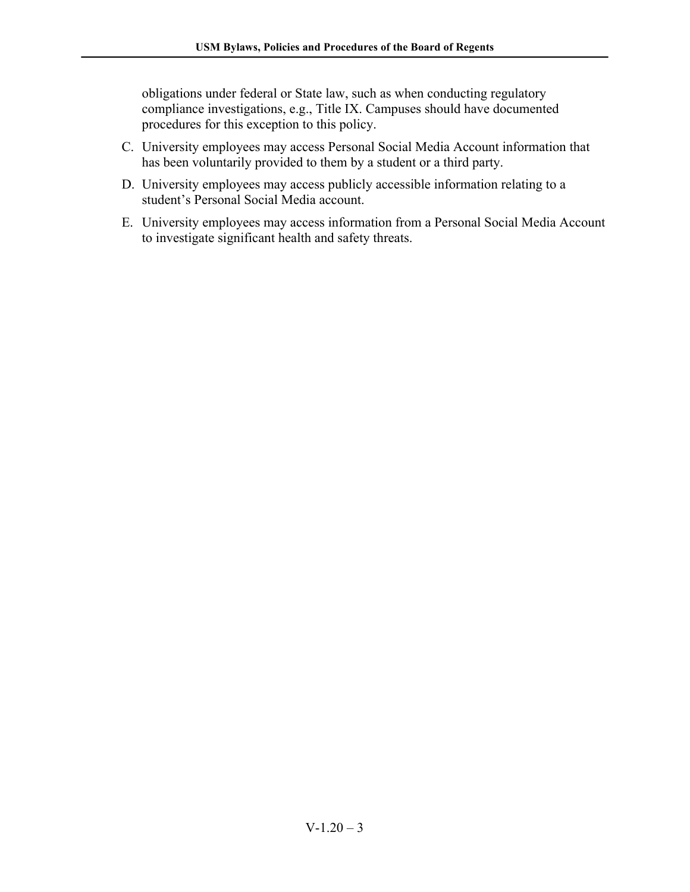obligations under federal or State law, such as when conducting regulatory compliance investigations, e.g., Title IX. Campuses should have documented procedures for this exception to this policy.

C. University employees may access Personal Social Media Account information that has been voluntarily provided to them by a student or a third party.

D. University employees may access publicly accessible information relating to a student's Personal Social Media account.

E. University employees may access information from a Personal Social Media Account to investigate significant health and safety threats.